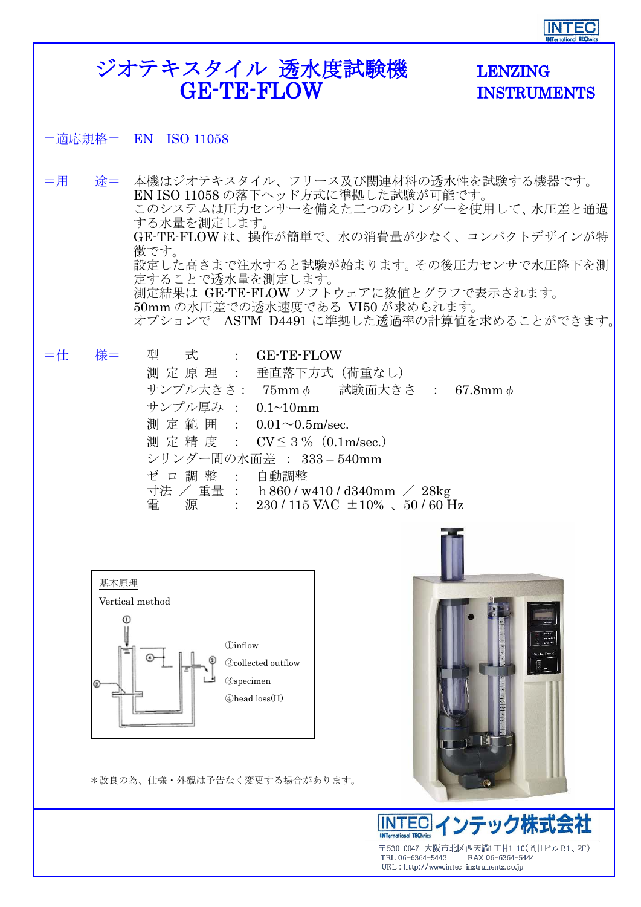# ジオテキスタイル 透水度試験機 GE-TE-FLOW

**LENZING INSTRUMENTS**

＝適応規格＝ EN ISO 11058

＝用　　途＝ 本機はジオテキスタイル、フリース及び関連材料の透水性を試験する機器です。
EN ISO 11058 の落下ヘッド方式に準拠した試験が可能です。
このシステムは圧力センサーを備えた二つのシリンダーを使用して、水圧差と通過する水量を測定します。
GE-TE-FLOW は、操作が簡単で、水の消費量が少なく、コンパクトデザインが特徴です。
設定した高さまで注水すると試験が始まります。その後圧力センサで水圧降下を測定することで透水量を測定します。
測定結果は GE-TE-FLOW ソフトウェアに数値とグラフで表示されます。
50mm の水圧差での透水速度である VI50 が求められます。
オプションで ASTM D4491 に準拠した透過率の計算値を求めることができます。

＝仕　　様＝

- 型　　式 ： GE-TE-FLOW
- 測定原理 ： 垂直落下方式（荷重なし）
- サンプル大きさ： 75mm φ　　試験面大きさ ： 67.8mm φ
- サンプル厚み ： 0.1~10mm
- 測定範囲 ： 0.01～0.5m/sec.
- 測定精度 ： CV≦３％（0.1m/sec.）
- シリンダー間の水面差 ： 333 – 540mm
- ゼロ調整 ： 自動調整
- 寸法 ／ 重量 ： h 860 / w410 / d340mm ／ 28kg
- 電　　源 ： 230 / 115 VAC ±10% 、50 / 60 Hz

基本原理

Vertical method

①inflow
②collected outflow
③specimen
④head loss(H)

＊改良の為、仕様・外観は予告なく変更する場合があります。

**INTEC インテック株式会社**
〒530-0047 大阪市北区西天満1丁目1-10(岡田ビル B1、2F)
TEL 06-6364-5442　　FAX 06-6364-5444
URL：http://www.intec-instruments.co.jp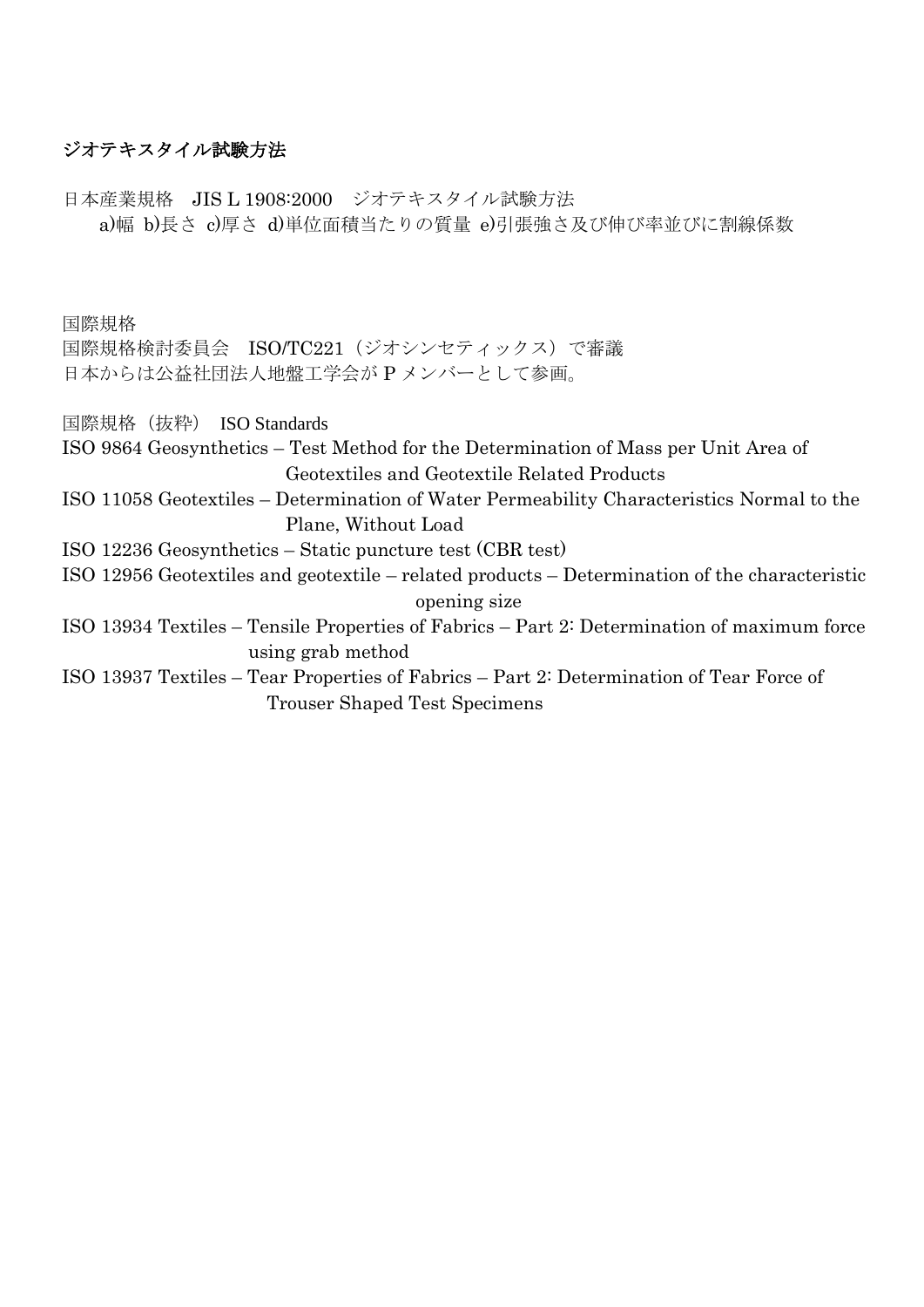**ジオテキスタイル試験方法**

日本産業規格　JIS L 1908:2000　ジオテキスタイル試験方法
　a)幅 b)長さ c)厚さ d)単位面積当たりの質量 e)引張強さ及び伸び率並びに割線係数

国際規格
国際規格検討委員会　ISO/TC221（ジオシンセティックス）で審議
日本からは公益社団法人地盤工学会が P メンバーとして参画。

国際規格（抜粋） ISO Standards

ISO 9864 Geosynthetics – Test Method for the Determination of Mass per Unit Area of Geotextiles and Geotextile Related Products

ISO 11058 Geotextiles – Determination of Water Permeability Characteristics Normal to the Plane, Without Load

ISO 12236 Geosynthetics – Static puncture test (CBR test)

ISO 12956 Geotextiles and geotextile – related products – Determination of the characteristic opening size

ISO 13934 Textiles – Tensile Properties of Fabrics – Part 2: Determination of maximum force using grab method

ISO 13937 Textiles – Tear Properties of Fabrics – Part 2: Determination of Tear Force of Trouser Shaped Test Specimens